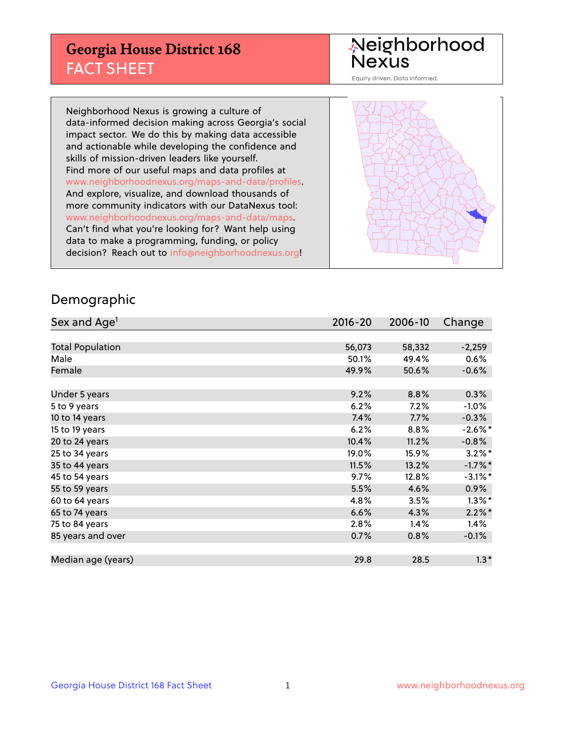# Georgia House District 168
## FACT SHEET

Neighborhood Nexus
Equity driven. Data informed.

Neighborhood Nexus is growing a culture of data-informed decision making across Georgia's social impact sector. We do this by making data accessible and actionable while developing the confidence and skills of mission-driven leaders like yourself. Find more of our useful maps and data profiles at www.neighborhoodnexus.org/maps-and-data/profiles. And explore, visualize, and download thousands of more community indicators with our DataNexus tool: www.neighborhoodnexus.org/maps-and-data/maps. Can't find what you're looking for? Want help using data to make a programming, funding, or policy decision? Reach out to info@neighborhoodnexus.org!

## Demographic

| Sex and Age[1] | 2016-20 | 2006-10 | Change |
|---|---|---|---|
| Total Population | 56,073 | 58,332 | -2,259 |
| Male | 50.1% | 49.4% | 0.6% |
| Female | 49.9% | 50.6% | -0.6% |
| | | | |
| Under 5 years | 9.2% | 8.8% | 0.3% |
| 5 to 9 years | 6.2% | 7.2% | -1.0% |
| 10 to 14 years | 7.4% | 7.7% | -0.3% |
| 15 to 19 years | 6.2% | 8.8% | -2.6%* |
| 20 to 24 years | 10.4% | 11.2% | -0.8% |
| 25 to 34 years | 19.0% | 15.9% | 3.2%* |
| 35 to 44 years | 11.5% | 13.2% | -1.7%* |
| 45 to 54 years | 9.7% | 12.8% | -3.1%* |
| 55 to 59 years | 5.5% | 4.6% | 0.9% |
| 60 to 64 years | 4.8% | 3.5% | 1.3%* |
| 65 to 74 years | 6.6% | 4.3% | 2.2%* |
| 75 to 84 years | 2.8% | 1.4% | 1.4% |
| 85 years and over | 0.7% | 0.8% | -0.1% |
| | | | |
| Median age (years) | 29.8 | 28.5 | 1.3* |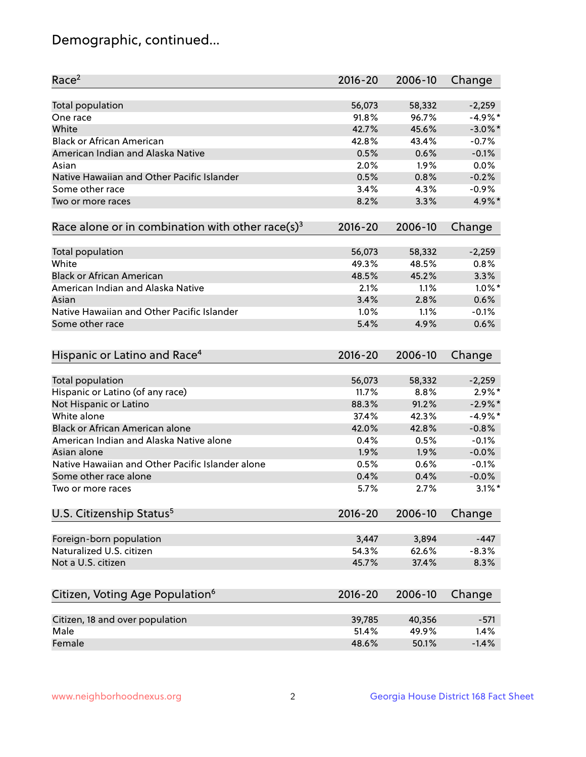## Demographic, continued...

| Race[2] | 2016-20 | 2006-10 | Change |
|---|---|---|---|
| Total population | 56,073 | 58,332 | -2,259 |
| One race | 91.8% | 96.7% | -4.9%* |
| White | 42.7% | 45.6% | -3.0%* |
| Black or African American | 42.8% | 43.4% | -0.7% |
| American Indian and Alaska Native | 0.5% | 0.6% | -0.1% |
| Asian | 2.0% | 1.9% | 0.0% |
| Native Hawaiian and Other Pacific Islander | 0.5% | 0.8% | -0.2% |
| Some other race | 3.4% | 4.3% | -0.9% |
| Two or more races | 8.2% | 3.3% | 4.9%* |

| Race alone or in combination with other race(s)[3] | 2016-20 | 2006-10 | Change |
|---|---|---|---|
| Total population | 56,073 | 58,332 | -2,259 |
| White | 49.3% | 48.5% | 0.8% |
| Black or African American | 48.5% | 45.2% | 3.3% |
| American Indian and Alaska Native | 2.1% | 1.1% | 1.0%* |
| Asian | 3.4% | 2.8% | 0.6% |
| Native Hawaiian and Other Pacific Islander | 1.0% | 1.1% | -0.1% |
| Some other race | 5.4% | 4.9% | 0.6% |

| Hispanic or Latino and Race[4] | 2016-20 | 2006-10 | Change |
|---|---|---|---|
| Total population | 56,073 | 58,332 | -2,259 |
| Hispanic or Latino (of any race) | 11.7% | 8.8% | 2.9%* |
| Not Hispanic or Latino | 88.3% | 91.2% | -2.9%* |
| White alone | 37.4% | 42.3% | -4.9%* |
| Black or African American alone | 42.0% | 42.8% | -0.8% |
| American Indian and Alaska Native alone | 0.4% | 0.5% | -0.1% |
| Asian alone | 1.9% | 1.9% | -0.0% |
| Native Hawaiian and Other Pacific Islander alone | 0.5% | 0.6% | -0.1% |
| Some other race alone | 0.4% | 0.4% | -0.0% |
| Two or more races | 5.7% | 2.7% | 3.1%* |

| U.S. Citizenship Status[5] | 2016-20 | 2006-10 | Change |
|---|---|---|---|
| Foreign-born population | 3,447 | 3,894 | -447 |
| Naturalized U.S. citizen | 54.3% | 62.6% | -8.3% |
| Not a U.S. citizen | 45.7% | 37.4% | 8.3% |

| Citizen, Voting Age Population[6] | 2016-20 | 2006-10 | Change |
|---|---|---|---|
| Citizen, 18 and over population | 39,785 | 40,356 | -571 |
| Male | 51.4% | 49.9% | 1.4% |
| Female | 48.6% | 50.1% | -1.4% |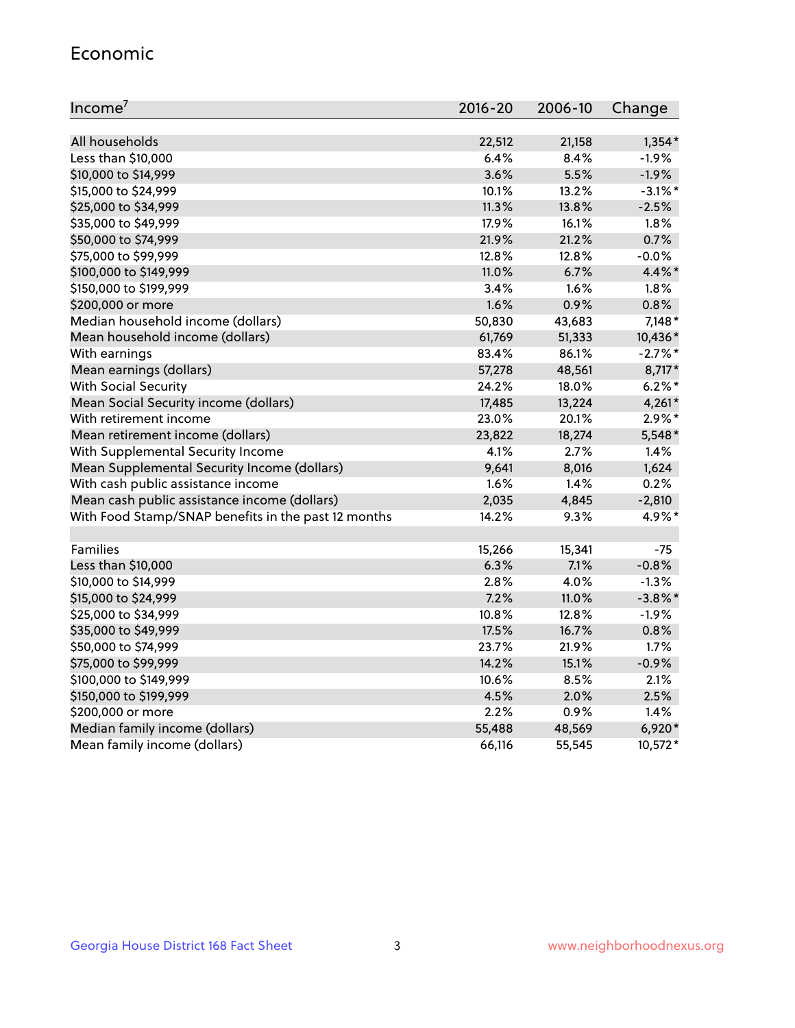## Economic

| Income[7] | 2016-20 | 2006-10 | Change |
|---|---|---|---|
| All households | 22,512 | 21,158 | 1,354* |
| Less than $10,000 | 6.4% | 8.4% | -1.9% |
| $10,000 to $14,999 | 3.6% | 5.5% | -1.9% |
| $15,000 to $24,999 | 10.1% | 13.2% | -3.1%* |
| $25,000 to $34,999 | 11.3% | 13.8% | -2.5% |
| $35,000 to $49,999 | 17.9% | 16.1% | 1.8% |
| $50,000 to $74,999 | 21.9% | 21.2% | 0.7% |
| $75,000 to $99,999 | 12.8% | 12.8% | -0.0% |
| $100,000 to $149,999 | 11.0% | 6.7% | 4.4%* |
| $150,000 to $199,999 | 3.4% | 1.6% | 1.8% |
| $200,000 or more | 1.6% | 0.9% | 0.8% |
| Median household income (dollars) | 50,830 | 43,683 | 7,148* |
| Mean household income (dollars) | 61,769 | 51,333 | 10,436* |
| With earnings | 83.4% | 86.1% | -2.7%* |
| Mean earnings (dollars) | 57,278 | 48,561 | 8,717* |
| With Social Security | 24.2% | 18.0% | 6.2%* |
| Mean Social Security income (dollars) | 17,485 | 13,224 | 4,261* |
| With retirement income | 23.0% | 20.1% | 2.9%* |
| Mean retirement income (dollars) | 23,822 | 18,274 | 5,548* |
| With Supplemental Security Income | 4.1% | 2.7% | 1.4% |
| Mean Supplemental Security Income (dollars) | 9,641 | 8,016 | 1,624 |
| With cash public assistance income | 1.6% | 1.4% | 0.2% |
| Mean cash public assistance income (dollars) | 2,035 | 4,845 | -2,810 |
| With Food Stamp/SNAP benefits in the past 12 months | 14.2% | 9.3% | 4.9%* |
| | | | |
| Families | 15,266 | 15,341 | -75 |
| Less than $10,000 | 6.3% | 7.1% | -0.8% |
| $10,000 to $14,999 | 2.8% | 4.0% | -1.3% |
| $15,000 to $24,999 | 7.2% | 11.0% | -3.8%* |
| $25,000 to $34,999 | 10.8% | 12.8% | -1.9% |
| $35,000 to $49,999 | 17.5% | 16.7% | 0.8% |
| $50,000 to $74,999 | 23.7% | 21.9% | 1.7% |
| $75,000 to $99,999 | 14.2% | 15.1% | -0.9% |
| $100,000 to $149,999 | 10.6% | 8.5% | 2.1% |
| $150,000 to $199,999 | 4.5% | 2.0% | 2.5% |
| $200,000 or more | 2.2% | 0.9% | 1.4% |
| Median family income (dollars) | 55,488 | 48,569 | 6,920* |
| Mean family income (dollars) | 66,116 | 55,545 | 10,572* |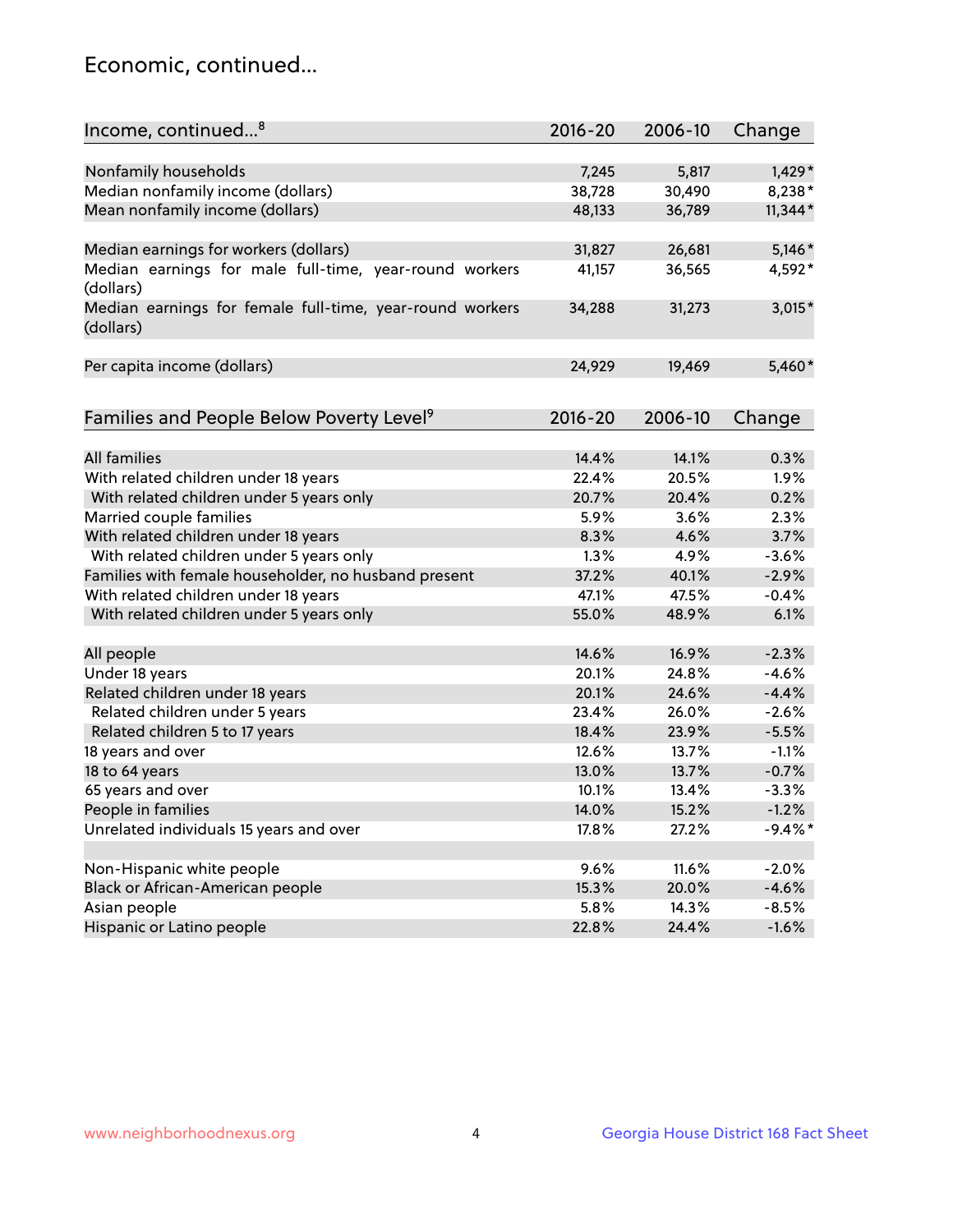## Economic, continued...

| Income, continued...[8] | 2016-20 | 2006-10 | Change |
|---|---|---|---|
| Nonfamily households | 7,245 | 5,817 | 1,429* |
| Median nonfamily income (dollars) | 38,728 | 30,490 | 8,238* |
| Mean nonfamily income (dollars) | 48,133 | 36,789 | 11,344* |
| Median earnings for workers (dollars) | 31,827 | 26,681 | 5,146* |
| Median earnings for male full-time, year-round workers (dollars) | 41,157 | 36,565 | 4,592* |
| Median earnings for female full-time, year-round workers (dollars) | 34,288 | 31,273 | 3,015* |
| Per capita income (dollars) | 24,929 | 19,469 | 5,460* |

| Families and People Below Poverty Level[9] | 2016-20 | 2006-10 | Change |
|---|---|---|---|
| All families | 14.4% | 14.1% | 0.3% |
| With related children under 18 years | 22.4% | 20.5% | 1.9% |
| With related children under 5 years only | 20.7% | 20.4% | 0.2% |
| Married couple families | 5.9% | 3.6% | 2.3% |
| With related children under 18 years | 8.3% | 4.6% | 3.7% |
| With related children under 5 years only | 1.3% | 4.9% | -3.6% |
| Families with female householder, no husband present | 37.2% | 40.1% | -2.9% |
| With related children under 18 years | 47.1% | 47.5% | -0.4% |
| With related children under 5 years only | 55.0% | 48.9% | 6.1% |
| All people | 14.6% | 16.9% | -2.3% |
| Under 18 years | 20.1% | 24.8% | -4.6% |
| Related children under 18 years | 20.1% | 24.6% | -4.4% |
| Related children under 5 years | 23.4% | 26.0% | -2.6% |
| Related children 5 to 17 years | 18.4% | 23.9% | -5.5% |
| 18 years and over | 12.6% | 13.7% | -1.1% |
| 18 to 64 years | 13.0% | 13.7% | -0.7% |
| 65 years and over | 10.1% | 13.4% | -3.3% |
| People in families | 14.0% | 15.2% | -1.2% |
| Unrelated individuals 15 years and over | 17.8% | 27.2% | -9.4%* |
| Non-Hispanic white people | 9.6% | 11.6% | -2.0% |
| Black or African-American people | 15.3% | 20.0% | -4.6% |
| Asian people | 5.8% | 14.3% | -8.5% |
| Hispanic or Latino people | 22.8% | 24.4% | -1.6% |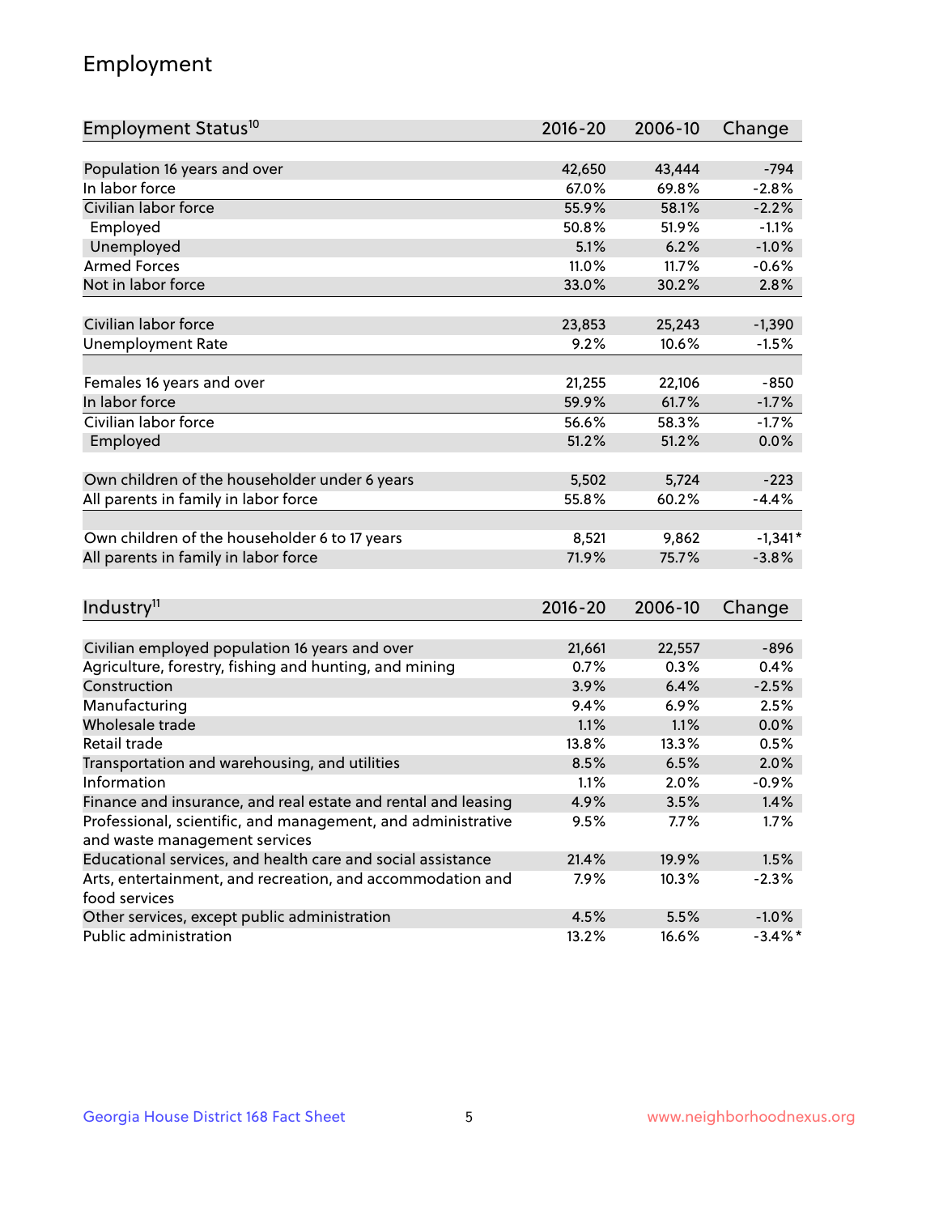## Employment

| Employment Status[10] | 2016-20 | 2006-10 | Change |
|---|---|---|---|
| Population 16 years and over | 42,650 | 43,444 | -794 |
| In labor force | 67.0% | 69.8% | -2.8% |
| Civilian labor force | 55.9% | 58.1% | -2.2% |
| Employed | 50.8% | 51.9% | -1.1% |
| Unemployed | 5.1% | 6.2% | -1.0% |
| Armed Forces | 11.0% | 11.7% | -0.6% |
| Not in labor force | 33.0% | 30.2% | 2.8% |
| | | | |
| Civilian labor force | 23,853 | 25,243 | -1,390 |
| Unemployment Rate | 9.2% | 10.6% | -1.5% |
| | | | |
| Females 16 years and over | 21,255 | 22,106 | -850 |
| In labor force | 59.9% | 61.7% | -1.7% |
| Civilian labor force | 56.6% | 58.3% | -1.7% |
| Employed | 51.2% | 51.2% | 0.0% |
| | | | |
| Own children of the householder under 6 years | 5,502 | 5,724 | -223 |
| All parents in family in labor force | 55.8% | 60.2% | -4.4% |
| | | | |
| Own children of the householder 6 to 17 years | 8,521 | 9,862 | -1,341* |
| All parents in family in labor force | 71.9% | 75.7% | -3.8% |

| Industry[11] | 2016-20 | 2006-10 | Change |
|---|---|---|---|
| Civilian employed population 16 years and over | 21,661 | 22,557 | -896 |
| Agriculture, forestry, fishing and hunting, and mining | 0.7% | 0.3% | 0.4% |
| Construction | 3.9% | 6.4% | -2.5% |
| Manufacturing | 9.4% | 6.9% | 2.5% |
| Wholesale trade | 1.1% | 1.1% | 0.0% |
| Retail trade | 13.8% | 13.3% | 0.5% |
| Transportation and warehousing, and utilities | 8.5% | 6.5% | 2.0% |
| Information | 1.1% | 2.0% | -0.9% |
| Finance and insurance, and real estate and rental and leasing | 4.9% | 3.5% | 1.4% |
| Professional, scientific, and management, and administrative and waste management services | 9.5% | 7.7% | 1.7% |
| Educational services, and health care and social assistance | 21.4% | 19.9% | 1.5% |
| Arts, entertainment, and recreation, and accommodation and food services | 7.9% | 10.3% | -2.3% |
| Other services, except public administration | 4.5% | 5.5% | -1.0% |
| Public administration | 13.2% | 16.6% | -3.4%* |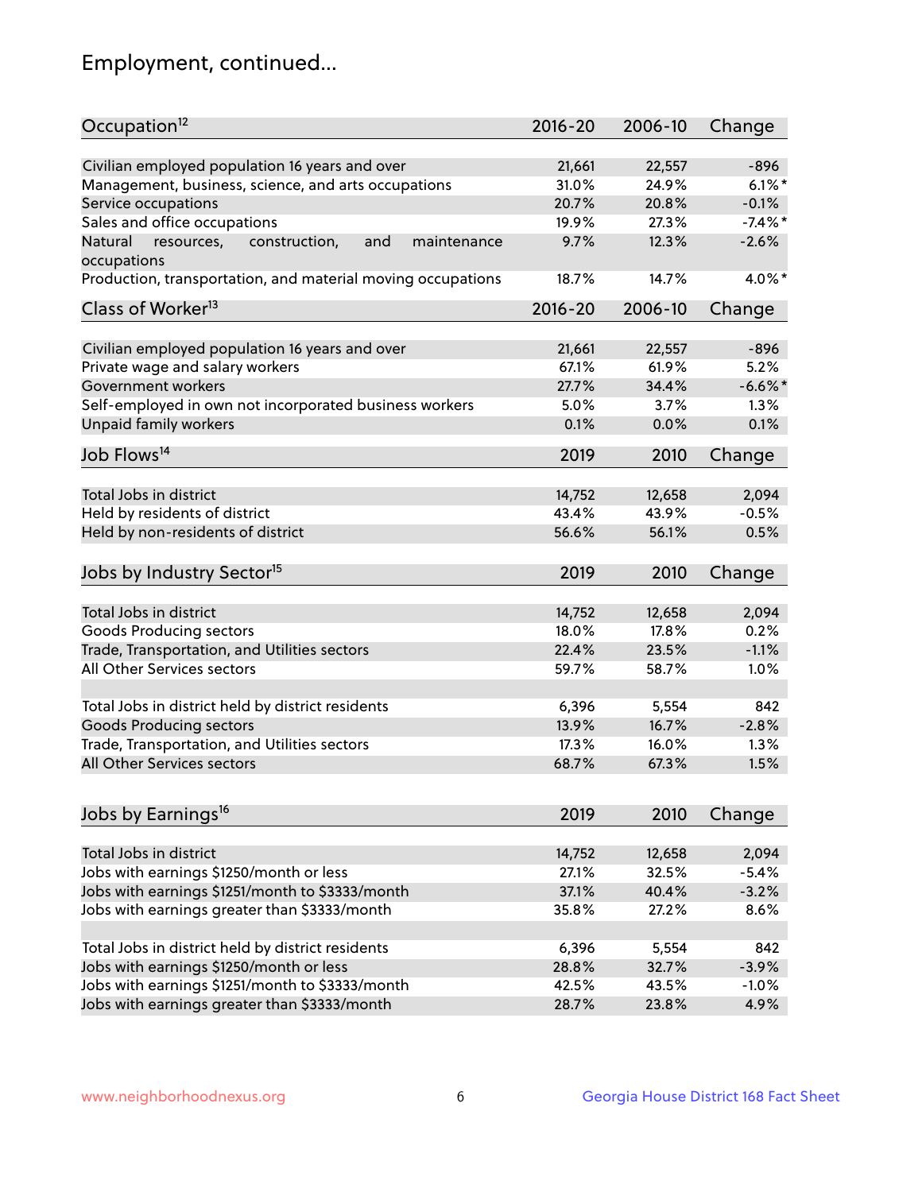## Employment, continued...

| Occupation[12] | 2016-20 | 2006-10 | Change |
|---|---|---|---|
| Civilian employed population 16 years and over | 21,661 | 22,557 | -896 |
| Management, business, science, and arts occupations | 31.0% | 24.9% | 6.1%* |
| Service occupations | 20.7% | 20.8% | -0.1% |
| Sales and office occupations | 19.9% | 27.3% | -7.4%* |
| Natural resources, construction, and maintenance occupations | 9.7% | 12.3% | -2.6% |
| Production, transportation, and material moving occupations | 18.7% | 14.7% | 4.0%* |

| Class of Worker[13] | 2016-20 | 2006-10 | Change |
|---|---|---|---|
| Civilian employed population 16 years and over | 21,661 | 22,557 | -896 |
| Private wage and salary workers | 67.1% | 61.9% | 5.2% |
| Government workers | 27.7% | 34.4% | -6.6%* |
| Self-employed in own not incorporated business workers | 5.0% | 3.7% | 1.3% |
| Unpaid family workers | 0.1% | 0.0% | 0.1% |

| Job Flows[14] | 2019 | 2010 | Change |
|---|---|---|---|
| Total Jobs in district | 14,752 | 12,658 | 2,094 |
| Held by residents of district | 43.4% | 43.9% | -0.5% |
| Held by non-residents of district | 56.6% | 56.1% | 0.5% |

| Jobs by Industry Sector[15] | 2019 | 2010 | Change |
|---|---|---|---|
| Total Jobs in district | 14,752 | 12,658 | 2,094 |
| Goods Producing sectors | 18.0% | 17.8% | 0.2% |
| Trade, Transportation, and Utilities sectors | 22.4% | 23.5% | -1.1% |
| All Other Services sectors | 59.7% | 58.7% | 1.0% |
| | | | |
| Total Jobs in district held by district residents | 6,396 | 5,554 | 842 |
| Goods Producing sectors | 13.9% | 16.7% | -2.8% |
| Trade, Transportation, and Utilities sectors | 17.3% | 16.0% | 1.3% |
| All Other Services sectors | 68.7% | 67.3% | 1.5% |

| Jobs by Earnings[16] | 2019 | 2010 | Change |
|---|---|---|---|
| Total Jobs in district | 14,752 | 12,658 | 2,094 |
| Jobs with earnings $1250/month or less | 27.1% | 32.5% | -5.4% |
| Jobs with earnings $1251/month to $3333/month | 37.1% | 40.4% | -3.2% |
| Jobs with earnings greater than $3333/month | 35.8% | 27.2% | 8.6% |
| | | | |
| Total Jobs in district held by district residents | 6,396 | 5,554 | 842 |
| Jobs with earnings $1250/month or less | 28.8% | 32.7% | -3.9% |
| Jobs with earnings $1251/month to $3333/month | 42.5% | 43.5% | -1.0% |
| Jobs with earnings greater than $3333/month | 28.7% | 23.8% | 4.9% |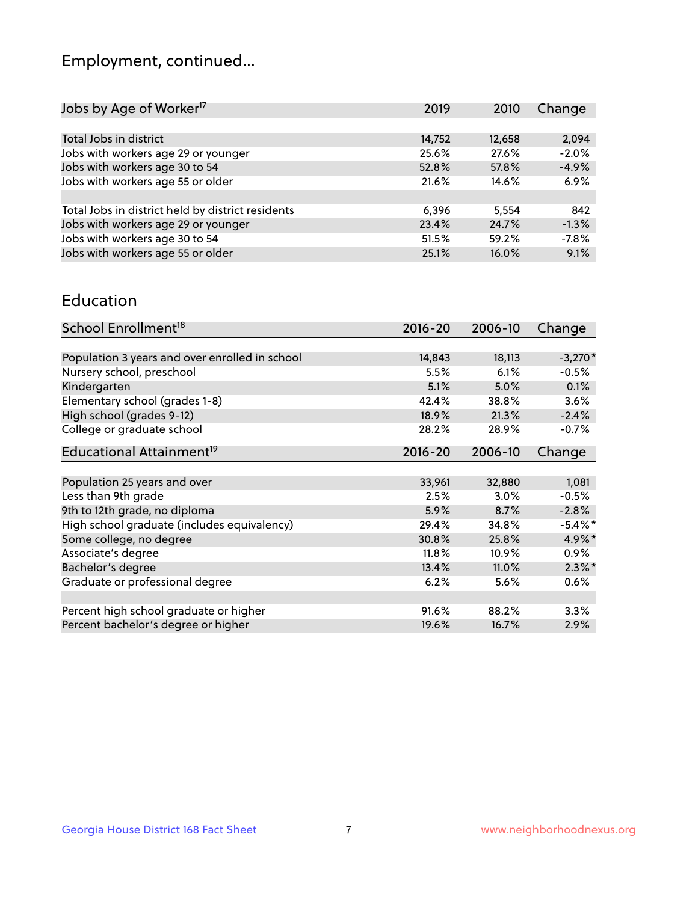## Employment, continued...

| Jobs by Age of Worker[17] | 2019 | 2010 | Change |
|---|---|---|---|
| Total Jobs in district | 14,752 | 12,658 | 2,094 |
| Jobs with workers age 29 or younger | 25.6% | 27.6% | -2.0% |
| Jobs with workers age 30 to 54 | 52.8% | 57.8% | -4.9% |
| Jobs with workers age 55 or older | 21.6% | 14.6% | 6.9% |
| | | | |
| Total Jobs in district held by district residents | 6,396 | 5,554 | 842 |
| Jobs with workers age 29 or younger | 23.4% | 24.7% | -1.3% |
| Jobs with workers age 30 to 54 | 51.5% | 59.2% | -7.8% |
| Jobs with workers age 55 or older | 25.1% | 16.0% | 9.1% |

## Education

| School Enrollment[18] | 2016-20 | 2006-10 | Change |
|---|---|---|---|
| Population 3 years and over enrolled in school | 14,843 | 18,113 | -3,270* |
| Nursery school, preschool | 5.5% | 6.1% | -0.5% |
| Kindergarten | 5.1% | 5.0% | 0.1% |
| Elementary school (grades 1-8) | 42.4% | 38.8% | 3.6% |
| High school (grades 9-12) | 18.9% | 21.3% | -2.4% |
| College or graduate school | 28.2% | 28.9% | -0.7% |

| Educational Attainment[19] | 2016-20 | 2006-10 | Change |
|---|---|---|---|
| Population 25 years and over | 33,961 | 32,880 | 1,081 |
| Less than 9th grade | 2.5% | 3.0% | -0.5% |
| 9th to 12th grade, no diploma | 5.9% | 8.7% | -2.8% |
| High school graduate (includes equivalency) | 29.4% | 34.8% | -5.4%* |
| Some college, no degree | 30.8% | 25.8% | 4.9%* |
| Associate's degree | 11.8% | 10.9% | 0.9% |
| Bachelor's degree | 13.4% | 11.0% | 2.3%* |
| Graduate or professional degree | 6.2% | 5.6% | 0.6% |
| | | | |
| Percent high school graduate or higher | 91.6% | 88.2% | 3.3% |
| Percent bachelor's degree or higher | 19.6% | 16.7% | 2.9% |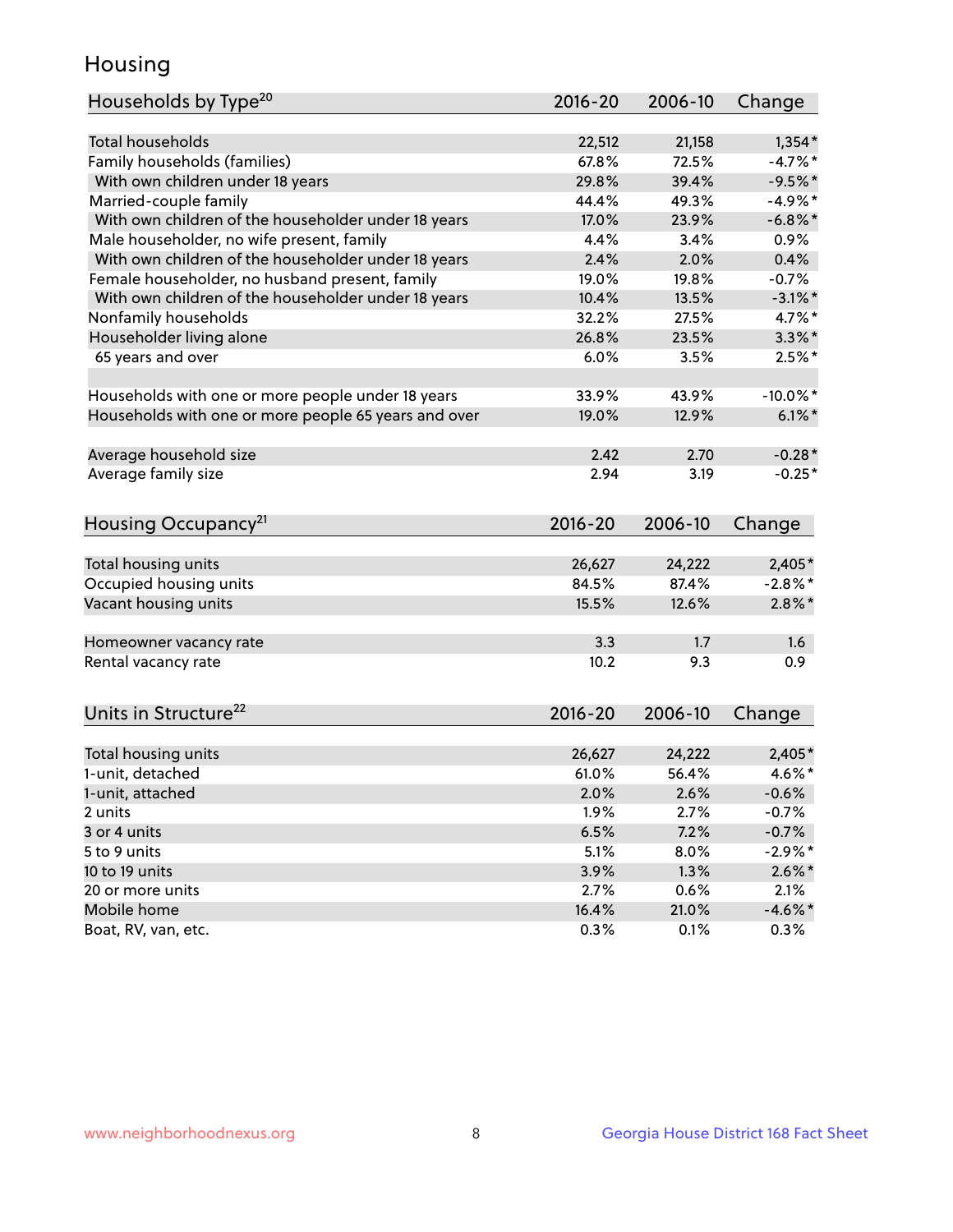# Housing

| Households by Type[20] | 2016-20 | 2006-10 | Change |
|---|---|---|---|
| Total households | 22,512 | 21,158 | 1,354* |
| Family households (families) | 67.8% | 72.5% | -4.7%* |
| With own children under 18 years | 29.8% | 39.4% | -9.5%* |
| Married-couple family | 44.4% | 49.3% | -4.9%* |
| With own children of the householder under 18 years | 17.0% | 23.9% | -6.8%* |
| Male householder, no wife present, family | 4.4% | 3.4% | 0.9% |
| With own children of the householder under 18 years | 2.4% | 2.0% | 0.4% |
| Female householder, no husband present, family | 19.0% | 19.8% | -0.7% |
| With own children of the householder under 18 years | 10.4% | 13.5% | -3.1%* |
| Nonfamily households | 32.2% | 27.5% | 4.7%* |
| Householder living alone | 26.8% | 23.5% | 3.3%* |
| 65 years and over | 6.0% | 3.5% | 2.5%* |
| Households with one or more people under 18 years | 33.9% | 43.9% | -10.0%* |
| Households with one or more people 65 years and over | 19.0% | 12.9% | 6.1%* |
| Average household size | 2.42 | 2.70 | -0.28* |
| Average family size | 2.94 | 3.19 | -0.25* |

| Housing Occupancy[21] | 2016-20 | 2006-10 | Change |
|---|---|---|---|
| Total housing units | 26,627 | 24,222 | 2,405* |
| Occupied housing units | 84.5% | 87.4% | -2.8%* |
| Vacant housing units | 15.5% | 12.6% | 2.8%* |
| Homeowner vacancy rate | 3.3 | 1.7 | 1.6 |
| Rental vacancy rate | 10.2 | 9.3 | 0.9 |

| Units in Structure[22] | 2016-20 | 2006-10 | Change |
|---|---|---|---|
| Total housing units | 26,627 | 24,222 | 2,405* |
| 1-unit, detached | 61.0% | 56.4% | 4.6%* |
| 1-unit, attached | 2.0% | 2.6% | -0.6% |
| 2 units | 1.9% | 2.7% | -0.7% |
| 3 or 4 units | 6.5% | 7.2% | -0.7% |
| 5 to 9 units | 5.1% | 8.0% | -2.9%* |
| 10 to 19 units | 3.9% | 1.3% | 2.6%* |
| 20 or more units | 2.7% | 0.6% | 2.1% |
| Mobile home | 16.4% | 21.0% | -4.6%* |
| Boat, RV, van, etc. | 0.3% | 0.1% | 0.3% |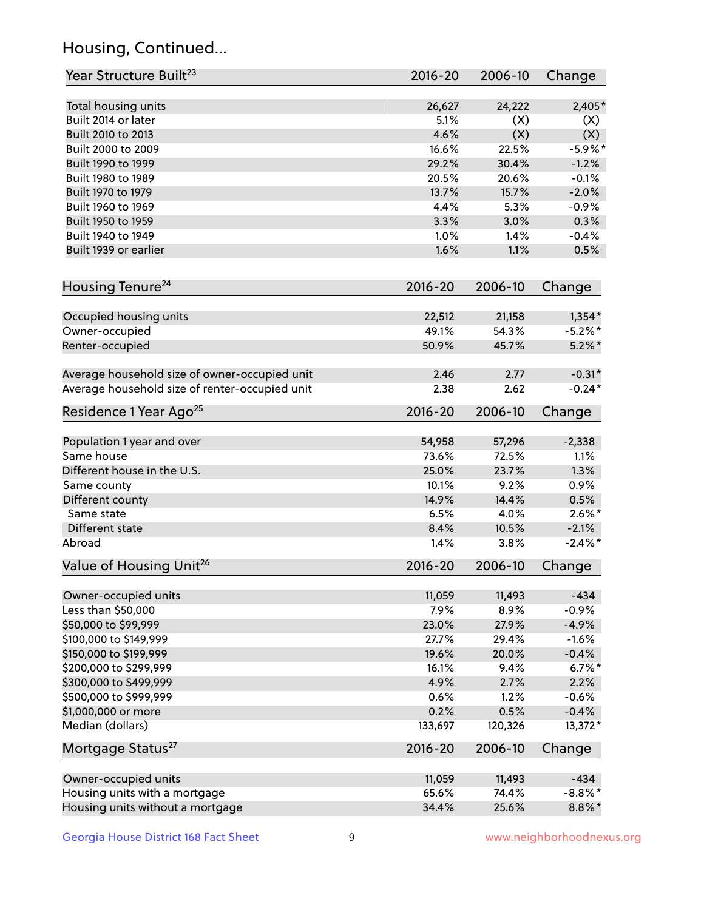# Housing, Continued...

| Year Structure Built[23] | 2016-20 | 2006-10 | Change |
|---|---|---|---|
| Total housing units | 26,627 | 24,222 | 2,405* |
| Built 2014 or later | 5.1% | (X) | (X) |
| Built 2010 to 2013 | 4.6% | (X) | (X) |
| Built 2000 to 2009 | 16.6% | 22.5% | -5.9%* |
| Built 1990 to 1999 | 29.2% | 30.4% | -1.2% |
| Built 1980 to 1989 | 20.5% | 20.6% | -0.1% |
| Built 1970 to 1979 | 13.7% | 15.7% | -2.0% |
| Built 1960 to 1969 | 4.4% | 5.3% | -0.9% |
| Built 1950 to 1959 | 3.3% | 3.0% | 0.3% |
| Built 1940 to 1949 | 1.0% | 1.4% | -0.4% |
| Built 1939 or earlier | 1.6% | 1.1% | 0.5% |

| Housing Tenure[24] | 2016-20 | 2006-10 | Change |
|---|---|---|---|
| Occupied housing units | 22,512 | 21,158 | 1,354* |
| Owner-occupied | 49.1% | 54.3% | -5.2%* |
| Renter-occupied | 50.9% | 45.7% | 5.2%* |
| Average household size of owner-occupied unit | 2.46 | 2.77 | -0.31* |
| Average household size of renter-occupied unit | 2.38 | 2.62 | -0.24* |

| Residence 1 Year Ago[25] | 2016-20 | 2006-10 | Change |
|---|---|---|---|
| Population 1 year and over | 54,958 | 57,296 | -2,338 |
| Same house | 73.6% | 72.5% | 1.1% |
| Different house in the U.S. | 25.0% | 23.7% | 1.3% |
| Same county | 10.1% | 9.2% | 0.9% |
| Different county | 14.9% | 14.4% | 0.5% |
| Same state | 6.5% | 4.0% | 2.6%* |
| Different state | 8.4% | 10.5% | -2.1% |
| Abroad | 1.4% | 3.8% | -2.4%* |

| Value of Housing Unit[26] | 2016-20 | 2006-10 | Change |
|---|---|---|---|
| Owner-occupied units | 11,059 | 11,493 | -434 |
| Less than $50,000 | 7.9% | 8.9% | -0.9% |
| $50,000 to $99,999 | 23.0% | 27.9% | -4.9% |
| $100,000 to $149,999 | 27.7% | 29.4% | -1.6% |
| $150,000 to $199,999 | 19.6% | 20.0% | -0.4% |
| $200,000 to $299,999 | 16.1% | 9.4% | 6.7%* |
| $300,000 to $499,999 | 4.9% | 2.7% | 2.2% |
| $500,000 to $999,999 | 0.6% | 1.2% | -0.6% |
| $1,000,000 or more | 0.2% | 0.5% | -0.4% |
| Median (dollars) | 133,697 | 120,326 | 13,372* |

| Mortgage Status[27] | 2016-20 | 2006-10 | Change |
|---|---|---|---|
| Owner-occupied units | 11,059 | 11,493 | -434 |
| Housing units with a mortgage | 65.6% | 74.4% | -8.8%* |
| Housing units without a mortgage | 34.4% | 25.6% | 8.8%* |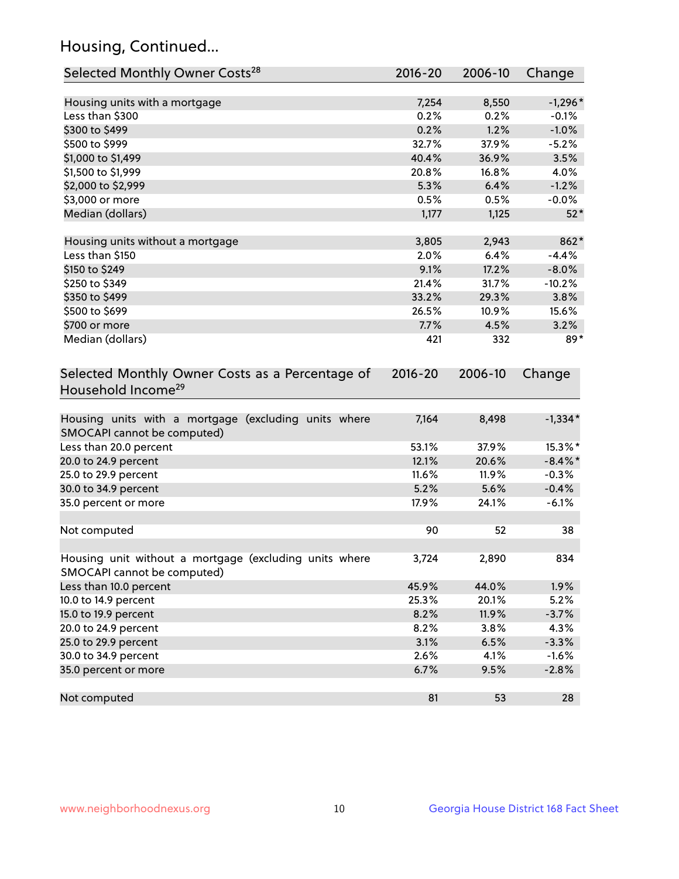## Housing, Continued...

| Selected Monthly Owner Costs[28] | 2016-20 | 2006-10 | Change |
|---|---|---|---|
| Housing units with a mortgage | 7,254 | 8,550 | -1,296* |
| Less than $300 | 0.2% | 0.2% | -0.1% |
| $300 to $499 | 0.2% | 1.2% | -1.0% |
| $500 to $999 | 32.7% | 37.9% | -5.2% |
| $1,000 to $1,499 | 40.4% | 36.9% | 3.5% |
| $1,500 to $1,999 | 20.8% | 16.8% | 4.0% |
| $2,000 to $2,999 | 5.3% | 6.4% | -1.2% |
| $3,000 or more | 0.5% | 0.5% | -0.0% |
| Median (dollars) | 1,177 | 1,125 | 52* |
| | | | |
| Housing units without a mortgage | 3,805 | 2,943 | 862* |
| Less than $150 | 2.0% | 6.4% | -4.4% |
| $150 to $249 | 9.1% | 17.2% | -8.0% |
| $250 to $349 | 21.4% | 31.7% | -10.2% |
| $350 to $499 | 33.2% | 29.3% | 3.8% |
| $500 to $699 | 26.5% | 10.9% | 15.6% |
| $700 or more | 7.7% | 4.5% | 3.2% |
| Median (dollars) | 421 | 332 | 89* |

| Selected Monthly Owner Costs as a Percentage of Household Income[29] | 2016-20 | 2006-10 | Change |
|---|---|---|---|
| Housing units with a mortgage (excluding units where SMOCAPI cannot be computed) | 7,164 | 8,498 | -1,334* |
| Less than 20.0 percent | 53.1% | 37.9% | 15.3%* |
| 20.0 to 24.9 percent | 12.1% | 20.6% | -8.4%* |
| 25.0 to 29.9 percent | 11.6% | 11.9% | -0.3% |
| 30.0 to 34.9 percent | 5.2% | 5.6% | -0.4% |
| 35.0 percent or more | 17.9% | 24.1% | -6.1% |
| | | | |
| Not computed | 90 | 52 | 38 |
| | | | |
| Housing unit without a mortgage (excluding units where SMOCAPI cannot be computed) | 3,724 | 2,890 | 834 |
| Less than 10.0 percent | 45.9% | 44.0% | 1.9% |
| 10.0 to 14.9 percent | 25.3% | 20.1% | 5.2% |
| 15.0 to 19.9 percent | 8.2% | 11.9% | -3.7% |
| 20.0 to 24.9 percent | 8.2% | 3.8% | 4.3% |
| 25.0 to 29.9 percent | 3.1% | 6.5% | -3.3% |
| 30.0 to 34.9 percent | 2.6% | 4.1% | -1.6% |
| 35.0 percent or more | 6.7% | 9.5% | -2.8% |
| | | | |
| Not computed | 81 | 53 | 28 |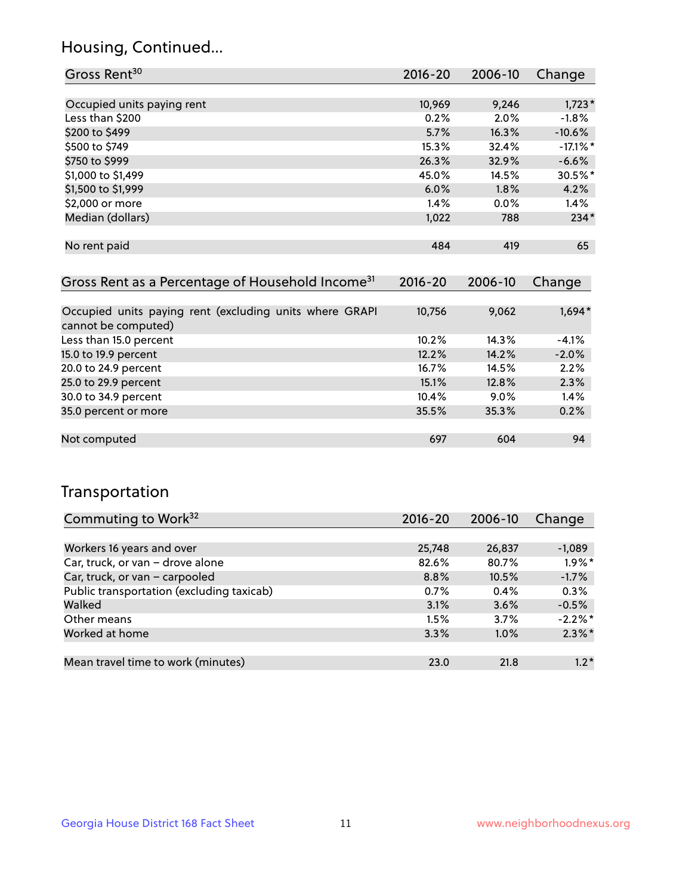## Housing, Continued...

| Gross Rent[30] | 2016-20 | 2006-10 | Change |
|---|---|---|---|
| Occupied units paying rent | 10,969 | 9,246 | 1,723* |
| Less than $200 | 0.2% | 2.0% | -1.8% |
| $200 to $499 | 5.7% | 16.3% | -10.6% |
| $500 to $749 | 15.3% | 32.4% | -17.1%* |
| $750 to $999 | 26.3% | 32.9% | -6.6% |
| $1,000 to $1,499 | 45.0% | 14.5% | 30.5%* |
| $1,500 to $1,999 | 6.0% | 1.8% | 4.2% |
| $2,000 or more | 1.4% | 0.0% | 1.4% |
| Median (dollars) | 1,022 | 788 | 234* |
| No rent paid | 484 | 419 | 65 |

| Gross Rent as a Percentage of Household Income[31] | 2016-20 | 2006-10 | Change |
|---|---|---|---|
| Occupied units paying rent (excluding units where GRAPI cannot be computed) | 10,756 | 9,062 | 1,694* |
| Less than 15.0 percent | 10.2% | 14.3% | -4.1% |
| 15.0 to 19.9 percent | 12.2% | 14.2% | -2.0% |
| 20.0 to 24.9 percent | 16.7% | 14.5% | 2.2% |
| 25.0 to 29.9 percent | 15.1% | 12.8% | 2.3% |
| 30.0 to 34.9 percent | 10.4% | 9.0% | 1.4% |
| 35.0 percent or more | 35.5% | 35.3% | 0.2% |
| Not computed | 697 | 604 | 94 |

## Transportation

| Commuting to Work[32] | 2016-20 | 2006-10 | Change |
|---|---|---|---|
| Workers 16 years and over | 25,748 | 26,837 | -1,089 |
| Car, truck, or van – drove alone | 82.6% | 80.7% | 1.9%* |
| Car, truck, or van – carpooled | 8.8% | 10.5% | -1.7% |
| Public transportation (excluding taxicab) | 0.7% | 0.4% | 0.3% |
| Walked | 3.1% | 3.6% | -0.5% |
| Other means | 1.5% | 3.7% | -2.2%* |
| Worked at home | 3.3% | 1.0% | 2.3%* |
| Mean travel time to work (minutes) | 23.0 | 21.8 | 1.2* |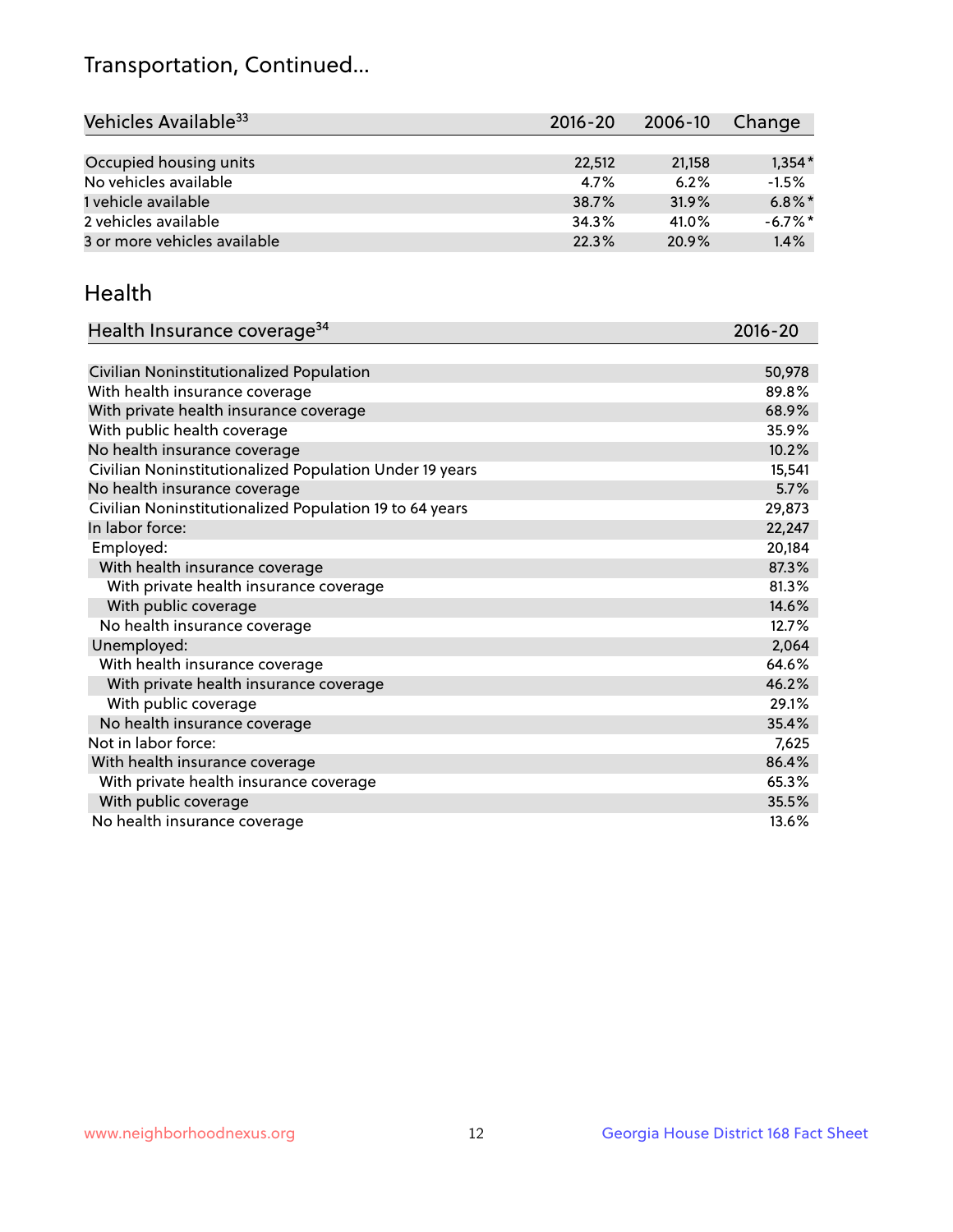# Transportation, Continued...

| Vehicles Available[33] | 2016-20 | 2006-10 | Change |
|---|---|---|---|
| Occupied housing units | 22,512 | 21,158 | 1,354* |
| No vehicles available | 4.7% | 6.2% | -1.5% |
| 1 vehicle available | 38.7% | 31.9% | 6.8%* |
| 2 vehicles available | 34.3% | 41.0% | -6.7%* |
| 3 or more vehicles available | 22.3% | 20.9% | 1.4% |

## Health

| Health Insurance coverage[34] | 2016-20 |
|---|---|
| Civilian Noninstitutionalized Population | 50,978 |
| With health insurance coverage | 89.8% |
| With private health insurance coverage | 68.9% |
| With public health coverage | 35.9% |
| No health insurance coverage | 10.2% |
| Civilian Noninstitutionalized Population Under 19 years | 15,541 |
| No health insurance coverage | 5.7% |
| Civilian Noninstitutionalized Population 19 to 64 years | 29,873 |
| In labor force: | 22,247 |
| Employed: | 20,184 |
| With health insurance coverage | 87.3% |
| With private health insurance coverage | 81.3% |
| With public coverage | 14.6% |
| No health insurance coverage | 12.7% |
| Unemployed: | 2,064 |
| With health insurance coverage | 64.6% |
| With private health insurance coverage | 46.2% |
| With public coverage | 29.1% |
| No health insurance coverage | 35.4% |
| Not in labor force: | 7,625 |
| With health insurance coverage | 86.4% |
| With private health insurance coverage | 65.3% |
| With public coverage | 35.5% |
| No health insurance coverage | 13.6% |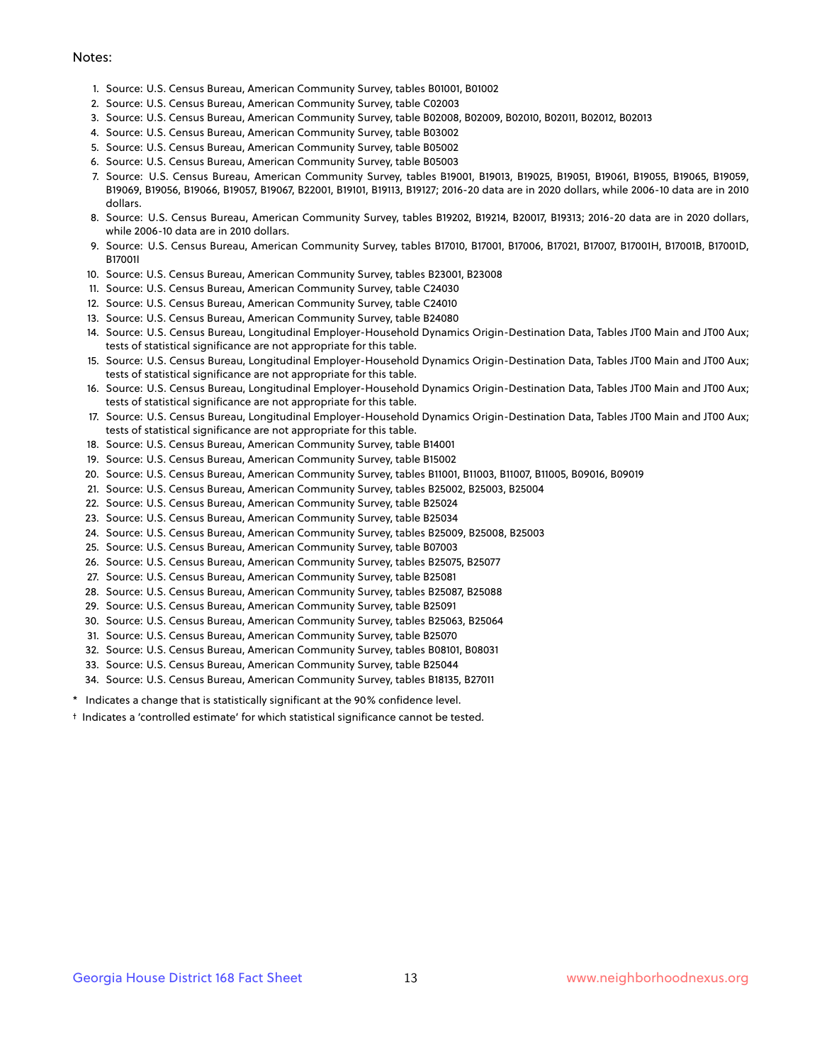Notes:

1. Source: U.S. Census Bureau, American Community Survey, tables B01001, B01002
2. Source: U.S. Census Bureau, American Community Survey, table C02003
3. Source: U.S. Census Bureau, American Community Survey, table B02008, B02009, B02010, B02011, B02012, B02013
4. Source: U.S. Census Bureau, American Community Survey, table B03002
5. Source: U.S. Census Bureau, American Community Survey, table B05002
6. Source: U.S. Census Bureau, American Community Survey, table B05003
7. Source: U.S. Census Bureau, American Community Survey, tables B19001, B19013, B19025, B19051, B19061, B19055, B19065, B19059, B19069, B19056, B19066, B19057, B19067, B22001, B19101, B19113, B19127; 2016-20 data are in 2020 dollars, while 2006-10 data are in 2010 dollars.
8. Source: U.S. Census Bureau, American Community Survey, tables B19202, B19214, B20017, B19313; 2016-20 data are in 2020 dollars, while 2006-10 data are in 2010 dollars.
9. Source: U.S. Census Bureau, American Community Survey, tables B17010, B17001, B17006, B17021, B17007, B17001H, B17001B, B17001D, B17001I
10. Source: U.S. Census Bureau, American Community Survey, tables B23001, B23008
11. Source: U.S. Census Bureau, American Community Survey, table C24030
12. Source: U.S. Census Bureau, American Community Survey, table C24010
13. Source: U.S. Census Bureau, American Community Survey, table B24080
14. Source: U.S. Census Bureau, Longitudinal Employer-Household Dynamics Origin-Destination Data, Tables JT00 Main and JT00 Aux; tests of statistical significance are not appropriate for this table.
15. Source: U.S. Census Bureau, Longitudinal Employer-Household Dynamics Origin-Destination Data, Tables JT00 Main and JT00 Aux; tests of statistical significance are not appropriate for this table.
16. Source: U.S. Census Bureau, Longitudinal Employer-Household Dynamics Origin-Destination Data, Tables JT00 Main and JT00 Aux; tests of statistical significance are not appropriate for this table.
17. Source: U.S. Census Bureau, Longitudinal Employer-Household Dynamics Origin-Destination Data, Tables JT00 Main and JT00 Aux; tests of statistical significance are not appropriate for this table.
18. Source: U.S. Census Bureau, American Community Survey, table B14001
19. Source: U.S. Census Bureau, American Community Survey, table B15002
20. Source: U.S. Census Bureau, American Community Survey, tables B11001, B11003, B11007, B11005, B09016, B09019
21. Source: U.S. Census Bureau, American Community Survey, tables B25002, B25003, B25004
22. Source: U.S. Census Bureau, American Community Survey, table B25024
23. Source: U.S. Census Bureau, American Community Survey, table B25034
24. Source: U.S. Census Bureau, American Community Survey, tables B25009, B25008, B25003
25. Source: U.S. Census Bureau, American Community Survey, table B07003
26. Source: U.S. Census Bureau, American Community Survey, tables B25075, B25077
27. Source: U.S. Census Bureau, American Community Survey, table B25081
28. Source: U.S. Census Bureau, American Community Survey, tables B25087, B25088
29. Source: U.S. Census Bureau, American Community Survey, table B25091
30. Source: U.S. Census Bureau, American Community Survey, tables B25063, B25064
31. Source: U.S. Census Bureau, American Community Survey, table B25070
32. Source: U.S. Census Bureau, American Community Survey, tables B08101, B08031
33. Source: U.S. Census Bureau, American Community Survey, table B25044
34. Source: U.S. Census Bureau, American Community Survey, tables B18135, B27011

\* Indicates a change that is statistically significant at the 90% confidence level.

† Indicates a 'controlled estimate' for which statistical significance cannot be tested.